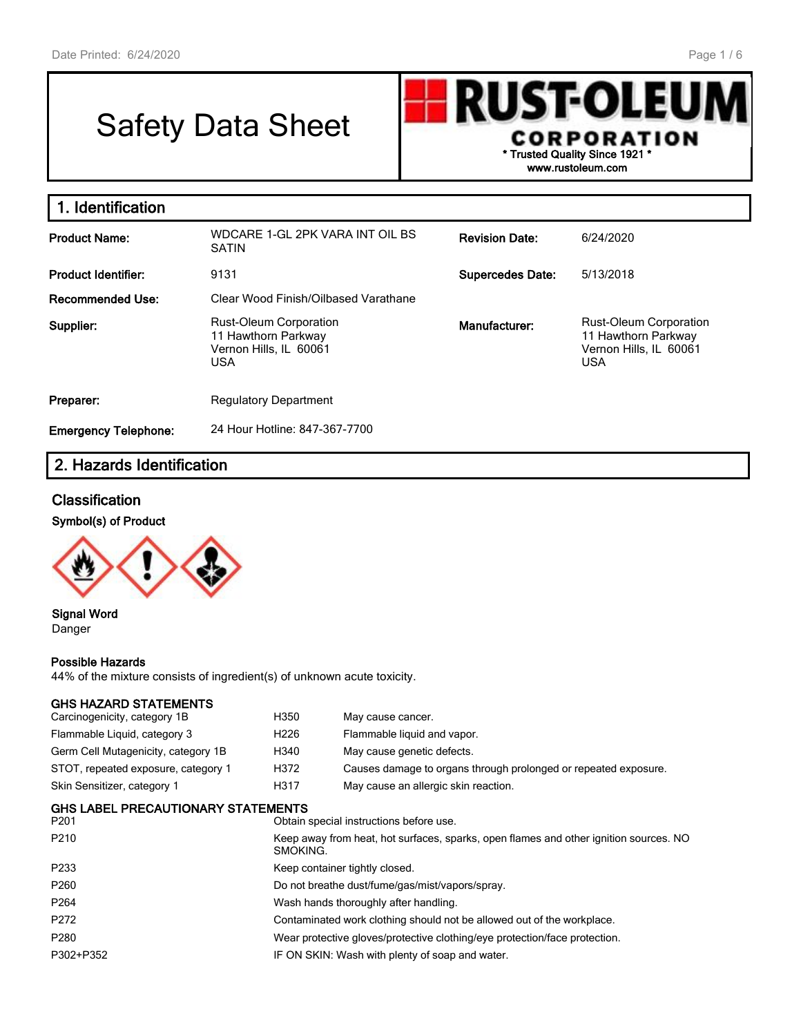# Safety Data Sheet

**RUST-OLEUM CORPORATION**
\* Trusted Quality Since 1921 \*
www.rustoleum.com

## 1. Identification

| | | | |
|---|---|---|---|
| **Product Name:** | WDCARE 1-GL 2PK VARA INT OIL BS SATIN | **Revision Date:** | 6/24/2020 |
| **Product Identifier:** | 9131 | **Supercedes Date:** | 5/13/2018 |
| **Recommended Use:** | Clear Wood Finish/Oilbased Varathane | | |
| **Supplier:** | Rust-Oleum Corporation<br>11 Hawthorn Parkway<br>Vernon Hills, IL 60061<br>USA | **Manufacturer:** | Rust-Oleum Corporation<br>11 Hawthorn Parkway<br>Vernon Hills, IL 60061<br>USA |
| **Preparer:** | Regulatory Department | | |
| **Emergency Telephone:** | 24 Hour Hotline: 847-367-7700 | | |

## 2. Hazards Identification

### Classification

**Symbol(s) of Product**

**Signal Word**
Danger

**Possible Hazards**
44% of the mixture consists of ingredient(s) of unknown acute toxicity.

**GHS HAZARD STATEMENTS**

| | | |
|---|---|---|
| Carcinogenicity, category 1B | H350 | May cause cancer. |
| Flammable Liquid, category 3 | H226 | Flammable liquid and vapor. |
| Germ Cell Mutagenicity, category 1B | H340 | May cause genetic defects. |
| STOT, repeated exposure, category 1 | H372 | Causes damage to organs through prolonged or repeated exposure. |
| Skin Sensitizer, category 1 | H317 | May cause an allergic skin reaction. |

**GHS LABEL PRECAUTIONARY STATEMENTS**

| | |
|---|---|
| P201 | Obtain special instructions before use. |
| P210 | Keep away from heat, hot surfaces, sparks, open flames and other ignition sources. NO SMOKING. |
| P233 | Keep container tightly closed. |
| P260 | Do not breathe dust/fume/gas/mist/vapors/spray. |
| P264 | Wash hands thoroughly after handling. |
| P272 | Contaminated work clothing should not be allowed out of the workplace. |
| P280 | Wear protective gloves/protective clothing/eye protection/face protection. |
| P302+P352 | IF ON SKIN: Wash with plenty of soap and water. |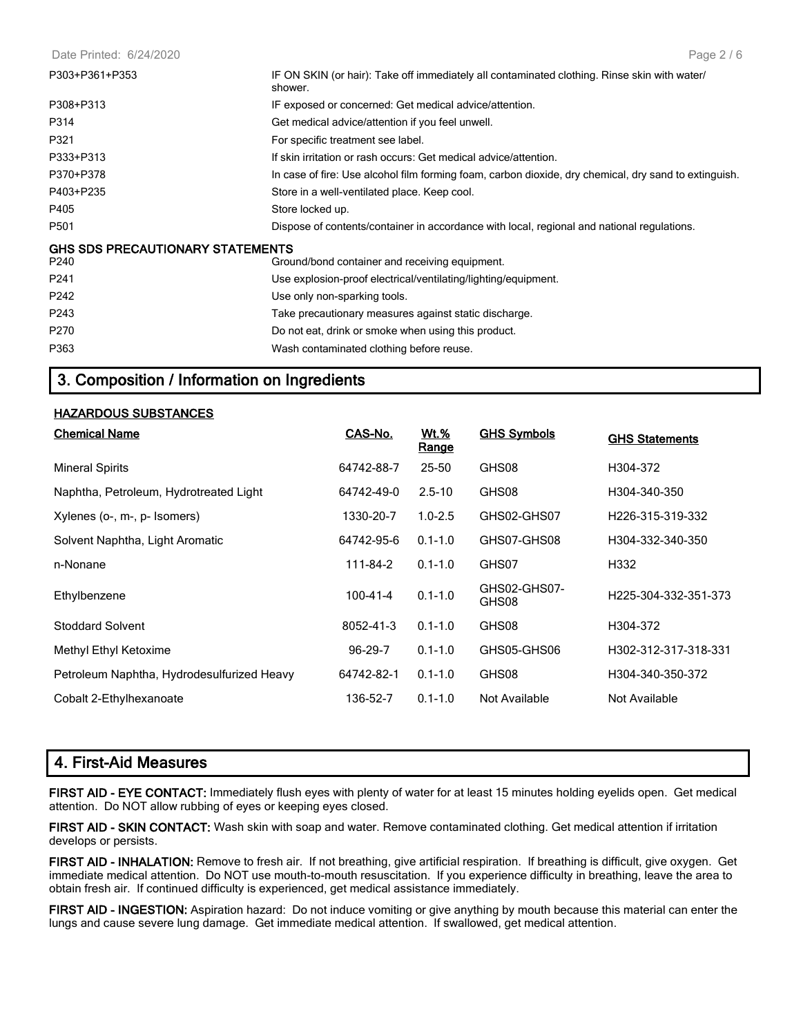| | |
|---|---|
| P303+P361+P353 | IF ON SKIN (or hair): Take off immediately all contaminated clothing. Rinse skin with water/ shower. |
| P308+P313 | IF exposed or concerned: Get medical advice/attention. |
| P314 | Get medical advice/attention if you feel unwell. |
| P321 | For specific treatment see label. |
| P333+P313 | If skin irritation or rash occurs: Get medical advice/attention. |
| P370+P378 | In case of fire: Use alcohol film forming foam, carbon dioxide, dry chemical, dry sand to extinguish. |
| P403+P235 | Store in a well-ventilated place. Keep cool. |
| P405 | Store locked up. |
| P501 | Dispose of contents/container in accordance with local, regional and national regulations. |

**GHS SDS PRECAUTIONARY STATEMENTS**

| | |
|---|---|
| P240 | Ground/bond container and receiving equipment. |
| P241 | Use explosion-proof electrical/ventilating/lighting/equipment. |
| P242 | Use only non-sparking tools. |
| P243 | Take precautionary measures against static discharge. |
| P270 | Do not eat, drink or smoke when using this product. |
| P363 | Wash contaminated clothing before reuse. |

## 3. Composition / Information on Ingredients

**HAZARDOUS SUBSTANCES**

| Chemical Name | CAS-No. | Wt.% Range | GHS Symbols | GHS Statements |
|---|---|---|---|---|
| Mineral Spirits | 64742-88-7 | 25-50 | GHS08 | H304-372 |
| Naphtha, Petroleum, Hydrotreated Light | 64742-49-0 | 2.5-10 | GHS08 | H304-340-350 |
| Xylenes (o-, m-, p- Isomers) | 1330-20-7 | 1.0-2.5 | GHS02-GHS07 | H226-315-319-332 |
| Solvent Naphtha, Light Aromatic | 64742-95-6 | 0.1-1.0 | GHS07-GHS08 | H304-332-340-350 |
| n-Nonane | 111-84-2 | 0.1-1.0 | GHS07 | H332 |
| Ethylbenzene | 100-41-4 | 0.1-1.0 | GHS02-GHS07-GHS08 | H225-304-332-351-373 |
| Stoddard Solvent | 8052-41-3 | 0.1-1.0 | GHS08 | H304-372 |
| Methyl Ethyl Ketoxime | 96-29-7 | 0.1-1.0 | GHS05-GHS06 | H302-312-317-318-331 |
| Petroleum Naphtha, Hydrodesulfurized Heavy | 64742-82-1 | 0.1-1.0 | GHS08 | H304-340-350-372 |
| Cobalt 2-Ethylhexanoate | 136-52-7 | 0.1-1.0 | Not Available | Not Available |

## 4. First-Aid Measures

**FIRST AID - EYE CONTACT:** Immediately flush eyes with plenty of water for at least 15 minutes holding eyelids open. Get medical attention. Do NOT allow rubbing of eyes or keeping eyes closed.

**FIRST AID - SKIN CONTACT:** Wash skin with soap and water. Remove contaminated clothing. Get medical attention if irritation develops or persists.

**FIRST AID - INHALATION:** Remove to fresh air. If not breathing, give artificial respiration. If breathing is difficult, give oxygen. Get immediate medical attention. Do NOT use mouth-to-mouth resuscitation. If you experience difficulty in breathing, leave the area to obtain fresh air. If continued difficulty is experienced, get medical assistance immediately.

**FIRST AID - INGESTION:** Aspiration hazard: Do not induce vomiting or give anything by mouth because this material can enter the lungs and cause severe lung damage. Get immediate medical attention. If swallowed, get medical attention.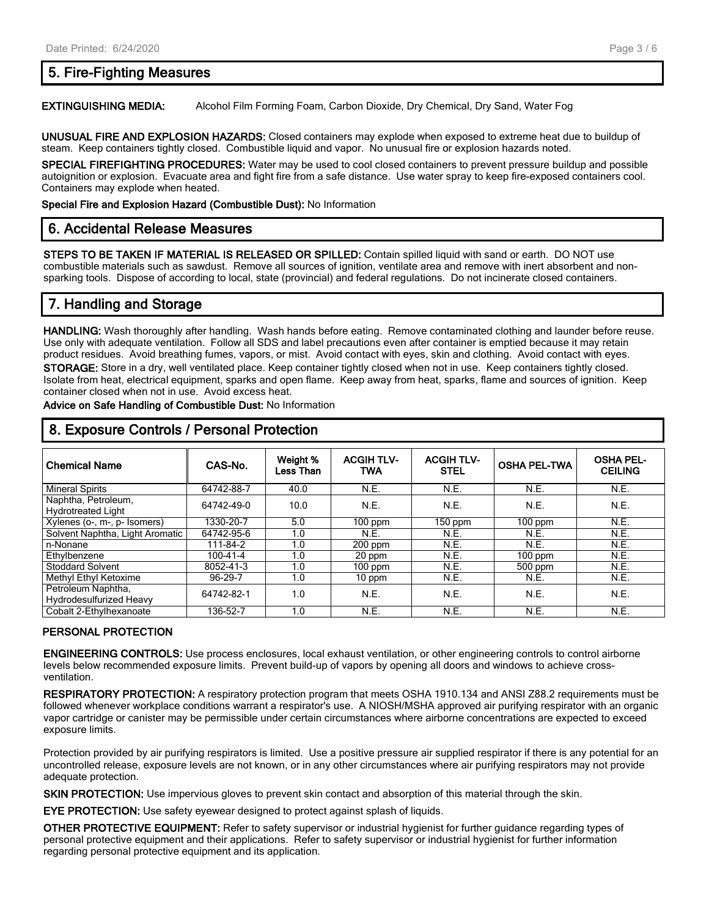## 5. Fire-Fighting Measures

**EXTINGUISHING MEDIA:** Alcohol Film Forming Foam, Carbon Dioxide, Dry Chemical, Dry Sand, Water Fog

**UNUSUAL FIRE AND EXPLOSION HAZARDS:** Closed containers may explode when exposed to extreme heat due to buildup of steam. Keep containers tightly closed. Combustible liquid and vapor. No unusual fire or explosion hazards noted.

**SPECIAL FIREFIGHTING PROCEDURES:** Water may be used to cool closed containers to prevent pressure buildup and possible autoignition or explosion. Evacuate area and fight fire from a safe distance. Use water spray to keep fire-exposed containers cool. Containers may explode when heated.

**Special Fire and Explosion Hazard (Combustible Dust):** No Information

## 6. Accidental Release Measures

**STEPS TO BE TAKEN IF MATERIAL IS RELEASED OR SPILLED:** Contain spilled liquid with sand or earth. DO NOT use combustible materials such as sawdust. Remove all sources of ignition, ventilate area and remove with inert absorbent and non-sparking tools. Dispose of according to local, state (provincial) and federal regulations. Do not incinerate closed containers.

## 7. Handling and Storage

**HANDLING:** Wash thoroughly after handling. Wash hands before eating. Remove contaminated clothing and launder before reuse. Use only with adequate ventilation. Follow all SDS and label precautions even after container is emptied because it may retain product residues. Avoid breathing fumes, vapors, or mist. Avoid contact with eyes, skin and clothing. Avoid contact with eyes.

**STORAGE:** Store in a dry, well ventilated place. Keep container tightly closed when not in use. Keep containers tightly closed. Isolate from heat, electrical equipment, sparks and open flame. Keep away from heat, sparks, flame and sources of ignition. Keep container closed when not in use. Avoid excess heat.

**Advice on Safe Handling of Combustible Dust:** No Information

## 8. Exposure Controls / Personal Protection

| Chemical Name | CAS-No. | Weight % Less Than | ACGIH TLV-TWA | ACGIH TLV-STEL | OSHA PEL-TWA | OSHA PEL-CEILING |
|---|---|---|---|---|---|---|
| Mineral Spirits | 64742-88-7 | 40.0 | N.E. | N.E. | N.E. | N.E. |
| Naphtha, Petroleum, Hydrotreated Light | 64742-49-0 | 10.0 | N.E. | N.E. | N.E. | N.E. |
| Xylenes (o-, m-, p- Isomers) | 1330-20-7 | 5.0 | 100 ppm | 150 ppm | 100 ppm | N.E. |
| Solvent Naphtha, Light Aromatic | 64742-95-6 | 1.0 | N.E. | N.E. | N.E. | N.E. |
| n-Nonane | 111-84-2 | 1.0 | 200 ppm | N.E. | N.E. | N.E. |
| Ethylbenzene | 100-41-4 | 1.0 | 20 ppm | N.E. | 100 ppm | N.E. |
| Stoddard Solvent | 8052-41-3 | 1.0 | 100 ppm | N.E. | 500 ppm | N.E. |
| Methyl Ethyl Ketoxime | 96-29-7 | 1.0 | 10 ppm | N.E. | N.E. | N.E. |
| Petroleum Naphtha, Hydrodesulfurized Heavy | 64742-82-1 | 1.0 | N.E. | N.E. | N.E. | N.E. |
| Cobalt 2-Ethylhexanoate | 136-52-7 | 1.0 | N.E. | N.E. | N.E. | N.E. |

### PERSONAL PROTECTION

**ENGINEERING CONTROLS:** Use process enclosures, local exhaust ventilation, or other engineering controls to control airborne levels below recommended exposure limits. Prevent build-up of vapors by opening all doors and windows to achieve cross-ventilation.

**RESPIRATORY PROTECTION:** A respiratory protection program that meets OSHA 1910.134 and ANSI Z88.2 requirements must be followed whenever workplace conditions warrant a respirator's use. A NIOSH/MSHA approved air purifying respirator with an organic vapor cartridge or canister may be permissible under certain circumstances where airborne concentrations are expected to exceed exposure limits.

Protection provided by air purifying respirators is limited. Use a positive pressure air supplied respirator if there is any potential for an uncontrolled release, exposure levels are not known, or in any other circumstances where air purifying respirators may not provide adequate protection.

**SKIN PROTECTION:** Use impervious gloves to prevent skin contact and absorption of this material through the skin.

**EYE PROTECTION:** Use safety eyewear designed to protect against splash of liquids.

**OTHER PROTECTIVE EQUIPMENT:** Refer to safety supervisor or industrial hygienist for further guidance regarding types of personal protective equipment and their applications. Refer to safety supervisor or industrial hygienist for further information regarding personal protective equipment and its application.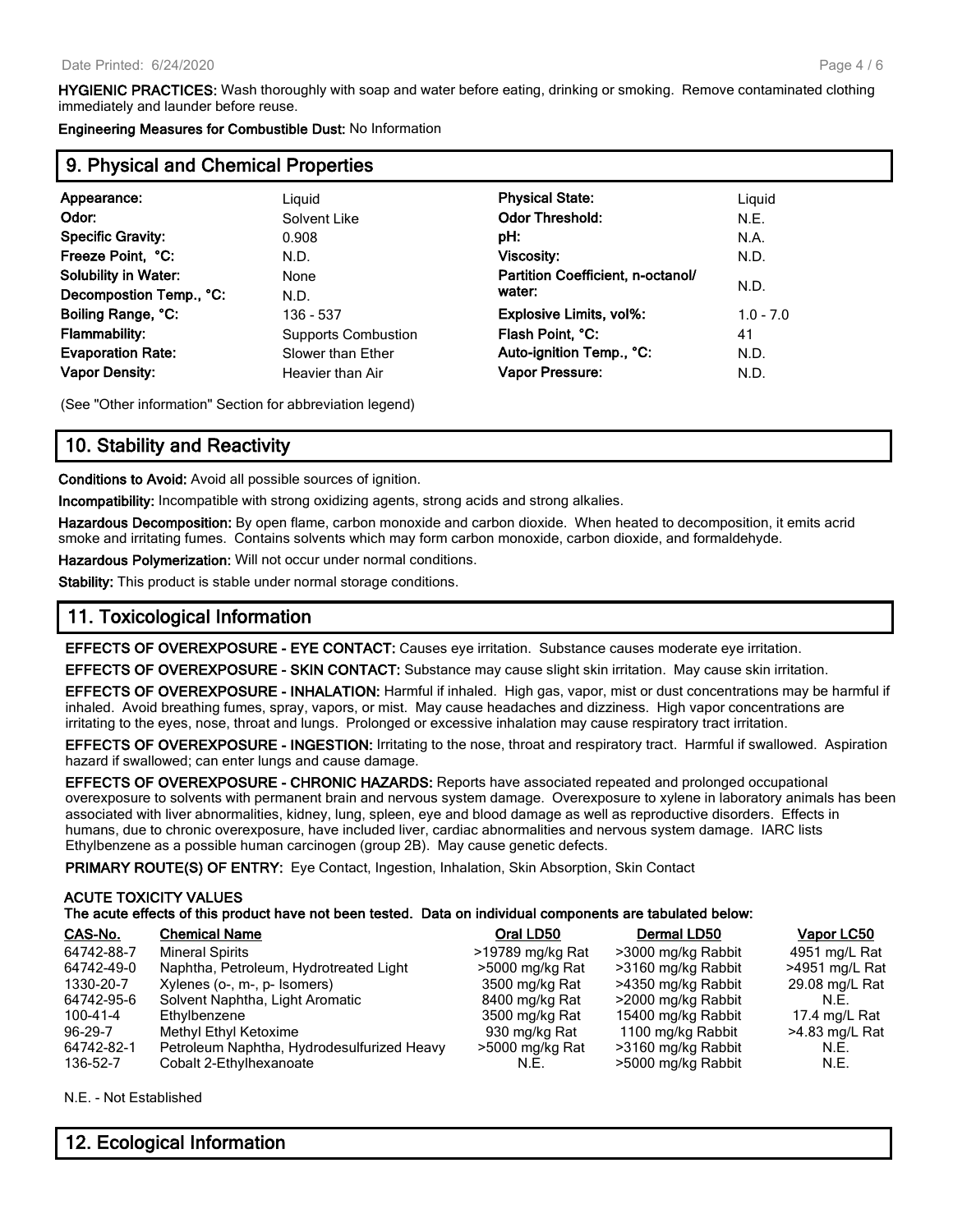**HYGIENIC PRACTICES:** Wash thoroughly with soap and water before eating, drinking or smoking. Remove contaminated clothing immediately and launder before reuse.

**Engineering Measures for Combustible Dust:** No Information

## 9. Physical and Chemical Properties

| | | | |
|---|---|---|---|
| **Appearance:** | Liquid | **Physical State:** | Liquid |
| **Odor:** | Solvent Like | **Odor Threshold:** | N.E. |
| **Specific Gravity:** | 0.908 | **pH:** | N.A. |
| **Freeze Point, °C:** | N.D. | **Viscosity:** | N.D. |
| **Solubility in Water:** | None | **Partition Coefficient, n-octanol/ water:** | N.D. |
| **Decompostion Temp., °C:** | N.D. | | |
| **Boiling Range, °C:** | 136 - 537 | **Explosive Limits, vol%:** | 1.0 - 7.0 |
| **Flammability:** | Supports Combustion | **Flash Point, °C:** | 41 |
| **Evaporation Rate:** | Slower than Ether | **Auto-ignition Temp., °C:** | N.D. |
| **Vapor Density:** | Heavier than Air | **Vapor Pressure:** | N.D. |

(See "Other information" Section for abbreviation legend)

## 10. Stability and Reactivity

**Conditions to Avoid:** Avoid all possible sources of ignition.

**Incompatibility:** Incompatible with strong oxidizing agents, strong acids and strong alkalies.

**Hazardous Decomposition:** By open flame, carbon monoxide and carbon dioxide. When heated to decomposition, it emits acrid smoke and irritating fumes. Contains solvents which may form carbon monoxide, carbon dioxide, and formaldehyde.

**Hazardous Polymerization:** Will not occur under normal conditions.

**Stability:** This product is stable under normal storage conditions.

## 11. Toxicological Information

**EFFECTS OF OVEREXPOSURE - EYE CONTACT:** Causes eye irritation. Substance causes moderate eye irritation.

**EFFECTS OF OVEREXPOSURE - SKIN CONTACT:** Substance may cause slight skin irritation. May cause skin irritation.

**EFFECTS OF OVEREXPOSURE - INHALATION:** Harmful if inhaled. High gas, vapor, mist or dust concentrations may be harmful if inhaled. Avoid breathing fumes, spray, vapors, or mist. May cause headaches and dizziness. High vapor concentrations are irritating to the eyes, nose, throat and lungs. Prolonged or excessive inhalation may cause respiratory tract irritation.

**EFFECTS OF OVEREXPOSURE - INGESTION:** Irritating to the nose, throat and respiratory tract. Harmful if swallowed. Aspiration hazard if swallowed; can enter lungs and cause damage.

**EFFECTS OF OVEREXPOSURE - CHRONIC HAZARDS:** Reports have associated repeated and prolonged occupational overexposure to solvents with permanent brain and nervous system damage. Overexposure to xylene in laboratory animals has been associated with liver abnormalities, kidney, lung, spleen, eye and blood damage as well as reproductive disorders. Effects in humans, due to chronic overexposure, have included liver, cardiac abnormalities and nervous system damage. IARC lists Ethylbenzene as a possible human carcinogen (group 2B). May cause genetic defects.

**PRIMARY ROUTE(S) OF ENTRY:** Eye Contact, Ingestion, Inhalation, Skin Absorption, Skin Contact

**ACUTE TOXICITY VALUES**
**The acute effects of this product have not been tested. Data on individual components are tabulated below:**

| CAS-No. | Chemical Name | Oral LD50 | Dermal LD50 | Vapor LC50 |
|---|---|---|---|---|
| 64742-88-7 | Mineral Spirits | >19789 mg/kg Rat | >3000 mg/kg Rabbit | 4951 mg/L Rat |
| 64742-49-0 | Naphtha, Petroleum, Hydrotreated Light | >5000 mg/kg Rat | >3160 mg/kg Rabbit | >4951 mg/L Rat |
| 1330-20-7 | Xylenes (o-, m-, p- Isomers) | 3500 mg/kg Rat | >4350 mg/kg Rabbit | 29.08 mg/L Rat |
| 64742-95-6 | Solvent Naphtha, Light Aromatic | 8400 mg/kg Rat | >2000 mg/kg Rabbit | N.E. |
| 100-41-4 | Ethylbenzene | 3500 mg/kg Rat | 15400 mg/kg Rabbit | 17.4 mg/L Rat |
| 96-29-7 | Methyl Ethyl Ketoxime | 930 mg/kg Rat | 1100 mg/kg Rabbit | >4.83 mg/L Rat |
| 64742-82-1 | Petroleum Naphtha, Hydrodesulfurized Heavy | >5000 mg/kg Rat | >3160 mg/kg Rabbit | N.E. |
| 136-52-7 | Cobalt 2-Ethylhexanoate | N.E. | >5000 mg/kg Rabbit | N.E. |

N.E. - Not Established

## 12. Ecological Information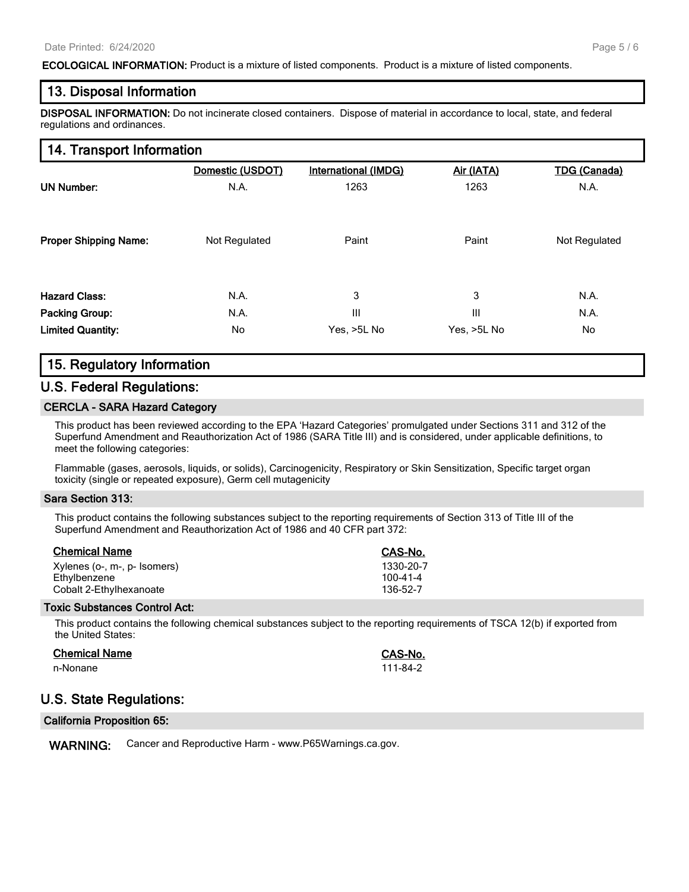**ECOLOGICAL INFORMATION:** Product is a mixture of listed components. Product is a mixture of listed components.

## 13. Disposal Information

**DISPOSAL INFORMATION:** Do not incinerate closed containers. Dispose of material in accordance to local, state, and federal regulations and ordinances.

## 14. Transport Information

| | Domestic (USDOT) | International (IMDG) | Air (IATA) | TDG (Canada) |
|---|---|---|---|---|
| **UN Number:** | N.A. | 1263 | 1263 | N.A. |
| **Proper Shipping Name:** | Not Regulated | Paint | Paint | Not Regulated |
| **Hazard Class:** | N.A. | 3 | 3 | N.A. |
| **Packing Group:** | N.A. | III | III | N.A. |
| **Limited Quantity:** | No | Yes, >5L No | Yes, >5L No | No |

## 15. Regulatory Information

## U.S. Federal Regulations:

### CERCLA - SARA Hazard Category

This product has been reviewed according to the EPA 'Hazard Categories' promulgated under Sections 311 and 312 of the Superfund Amendment and Reauthorization Act of 1986 (SARA Title III) and is considered, under applicable definitions, to meet the following categories:

Flammable (gases, aerosols, liquids, or solids), Carcinogenicity, Respiratory or Skin Sensitization, Specific target organ toxicity (single or repeated exposure), Germ cell mutagenicity

### Sara Section 313:

This product contains the following substances subject to the reporting requirements of Section 313 of Title III of the Superfund Amendment and Reauthorization Act of 1986 and 40 CFR part 372:

| Chemical Name | CAS-No. |
|---|---|
| Xylenes (o-, m-, p- Isomers) | 1330-20-7 |
| Ethylbenzene | 100-41-4 |
| Cobalt 2-Ethylhexanoate | 136-52-7 |

### Toxic Substances Control Act:

This product contains the following chemical substances subject to the reporting requirements of TSCA 12(b) if exported from the United States:

| Chemical Name | CAS-No. |
|---|---|
| n-Nonane | 111-84-2 |

## U.S. State Regulations:

### California Proposition 65:

**WARNING:** Cancer and Reproductive Harm - www.P65Warnings.ca.gov.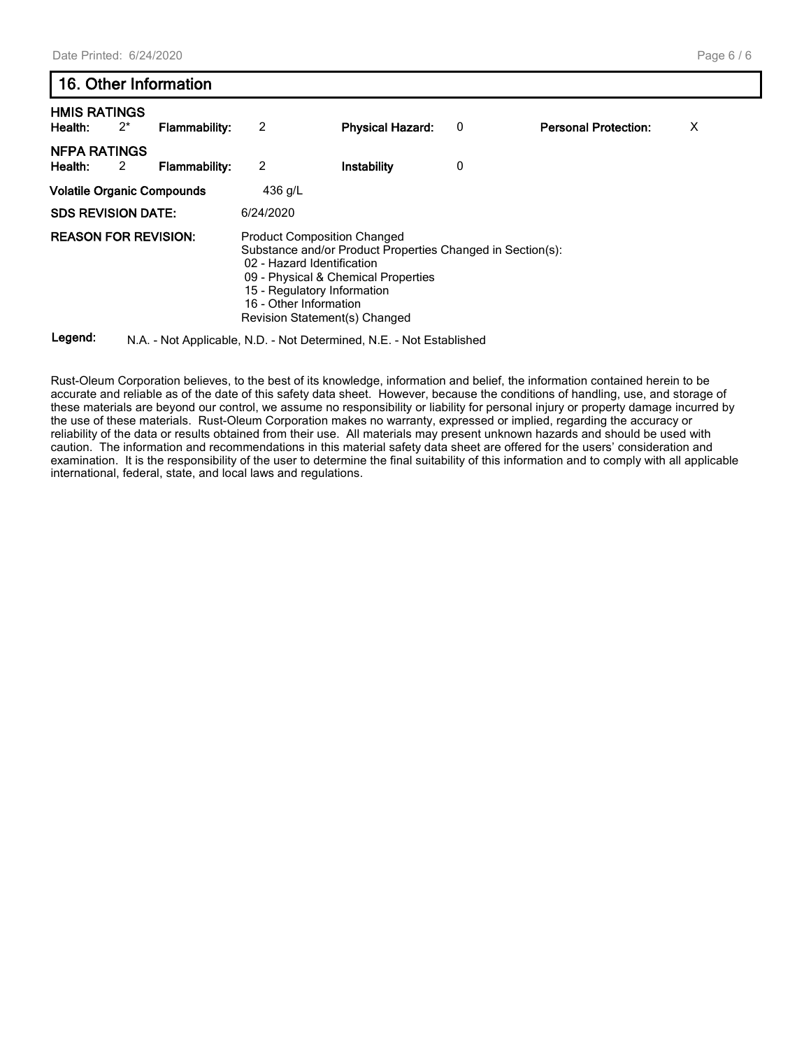## 16. Other Information

**HMIS RATINGS**

| | | | | | | | |
|---|---|---|---|---|---|---|---|
| **Health:** | 2* | **Flammability:** | 2 | **Physical Hazard:** | 0 | **Personal Protection:** | X |

**NFPA RATINGS**

| | | | | | |
|---|---|---|---|---|---|
| **Health:** | 2 | **Flammability:** | 2 | **Instability** | 0 |

**Volatile Organic Compounds** 436 g/L

**SDS REVISION DATE:** 6/24/2020

**REASON FOR REVISION:** Product Composition Changed
Substance and/or Product Properties Changed in Section(s):
02 - Hazard Identification
09 - Physical & Chemical Properties
15 - Regulatory Information
16 - Other Information
Revision Statement(s) Changed

**Legend:** N.A. - Not Applicable, N.D. - Not Determined, N.E. - Not Established

Rust-Oleum Corporation believes, to the best of its knowledge, information and belief, the information contained herein to be accurate and reliable as of the date of this safety data sheet. However, because the conditions of handling, use, and storage of these materials are beyond our control, we assume no responsibility or liability for personal injury or property damage incurred by the use of these materials. Rust-Oleum Corporation makes no warranty, expressed or implied, regarding the accuracy or reliability of the data or results obtained from their use. All materials may present unknown hazards and should be used with caution. The information and recommendations in this material safety data sheet are offered for the users' consideration and examination. It is the responsibility of the user to determine the final suitability of this information and to comply with all applicable international, federal, state, and local laws and regulations.